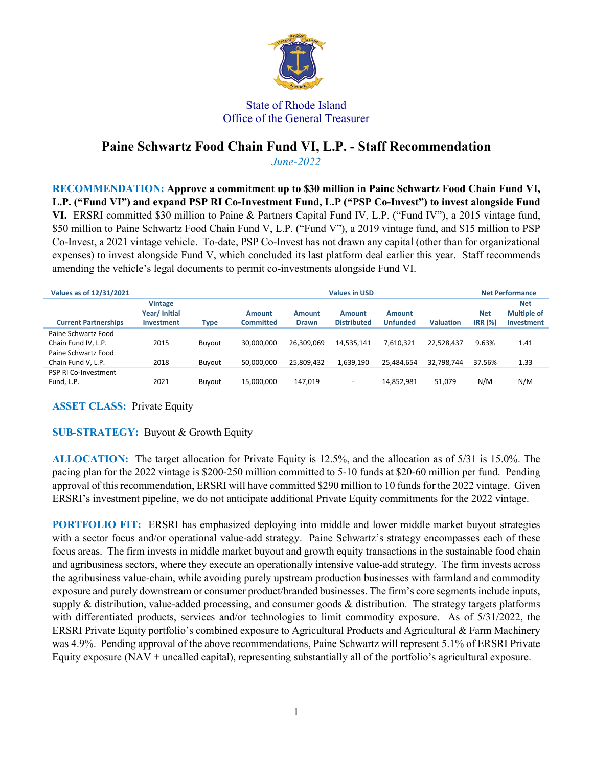State of Rhode Island
Office of the General Treasurer

# Paine Schwartz Food Chain Fund VI, L.P. - Staff Recommendation

*June-2022*

**RECOMMENDATION: Approve a commitment up to $30 million in Paine Schwartz Food Chain Fund VI, L.P. ("Fund VI") and expand PSP RI Co-Investment Fund, L.P ("PSP Co-Invest") to invest alongside Fund VI.** ERSRI committed $30 million to Paine & Partners Capital Fund IV, L.P. ("Fund IV"), a 2015 vintage fund, $50 million to Paine Schwartz Food Chain Fund V, L.P. ("Fund V"), a 2019 vintage fund, and $15 million to PSP Co-Invest, a 2021 vintage vehicle. To-date, PSP Co-Invest has not drawn any capital (other than for organizational expenses) to invest alongside Fund V, which concluded its last platform deal earlier this year. Staff recommends amending the vehicle's legal documents to permit co-investments alongside Fund VI.

| Values as of 12/31/2021 | | | Values in USD | | | | | Net Performance | |
|---|---|---|---|---|---|---|---|---|---|
| Current Partnerships | Vintage Year/ Initial Investment | Type | Amount Committed | Amount Drawn | Amount Distributed | Amount Unfunded | Valuation | Net IRR (%) | Net Multiple of Investment |
| Paine Schwartz Food Chain Fund IV, L.P. | 2015 | Buyout | 30,000,000 | 26,309,069 | 14,535,141 | 7,610,321 | 22,528,437 | 9.63% | 1.41 |
| Paine Schwartz Food Chain Fund V, L.P. | 2018 | Buyout | 50,000,000 | 25,809,432 | 1,639,190 | 25,484,654 | 32,798,744 | 37.56% | 1.33 |
| PSP RI Co-Investment Fund, L.P. | 2021 | Buyout | 15,000,000 | 147,019 | - | 14,852,981 | 51,079 | N/M | N/M |

**ASSET CLASS:** Private Equity

**SUB-STRATEGY:** Buyout & Growth Equity

**ALLOCATION:** The target allocation for Private Equity is 12.5%, and the allocation as of 5/31 is 15.0%. The pacing plan for the 2022 vintage is $200-250 million committed to 5-10 funds at $20-60 million per fund. Pending approval of this recommendation, ERSRI will have committed $290 million to 10 funds for the 2022 vintage. Given ERSRI's investment pipeline, we do not anticipate additional Private Equity commitments for the 2022 vintage.

**PORTFOLIO FIT:** ERSRI has emphasized deploying into middle and lower middle market buyout strategies with a sector focus and/or operational value-add strategy. Paine Schwartz's strategy encompasses each of these focus areas. The firm invests in middle market buyout and growth equity transactions in the sustainable food chain and agribusiness sectors, where they execute an operationally intensive value-add strategy. The firm invests across the agribusiness value-chain, while avoiding purely upstream production businesses with farmland and commodity exposure and purely downstream or consumer product/branded businesses. The firm's core segments include inputs, supply & distribution, value-added processing, and consumer goods & distribution. The strategy targets platforms with differentiated products, services and/or technologies to limit commodity exposure. As of 5/31/2022, the ERSRI Private Equity portfolio's combined exposure to Agricultural Products and Agricultural & Farm Machinery was 4.9%. Pending approval of the above recommendations, Paine Schwartz will represent 5.1% of ERSRI Private Equity exposure (NAV + uncalled capital), representing substantially all of the portfolio's agricultural exposure.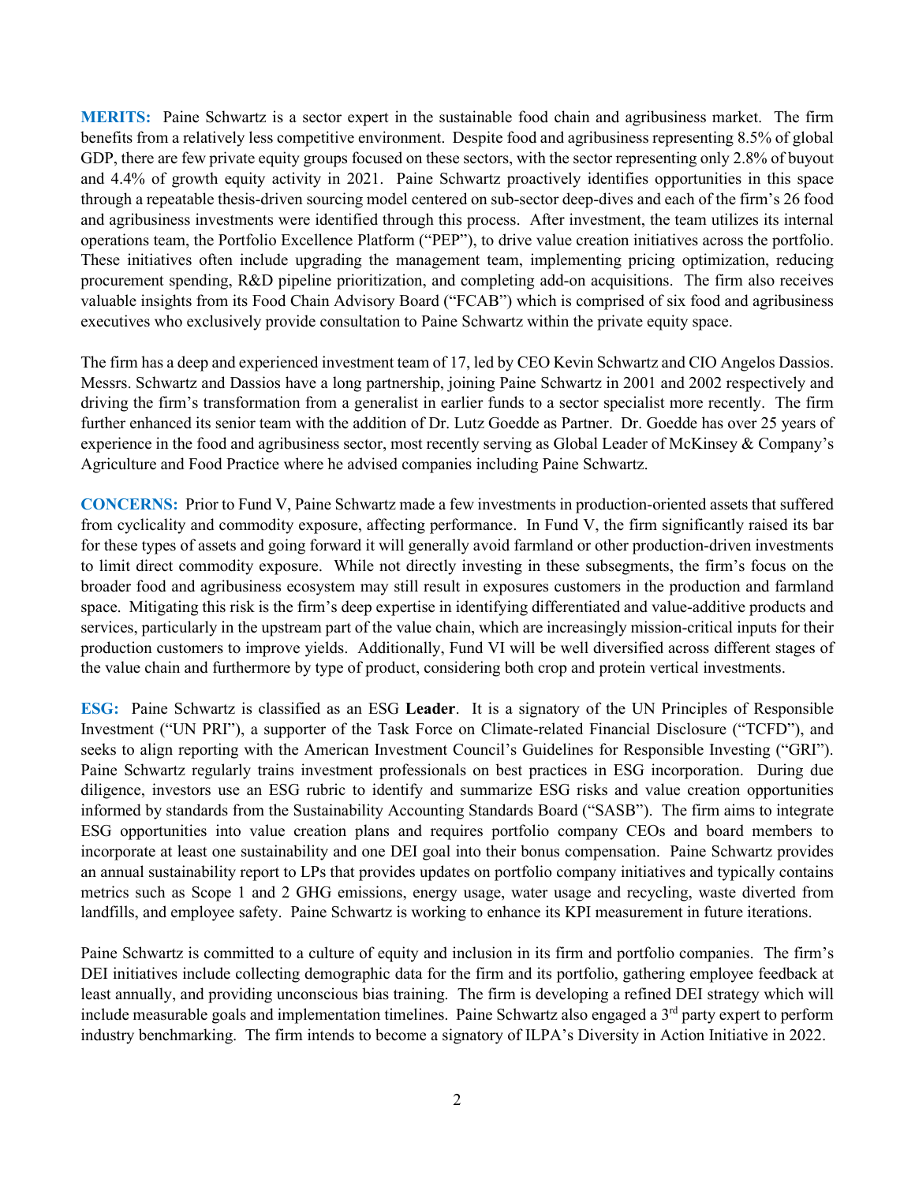**MERITS:** Paine Schwartz is a sector expert in the sustainable food chain and agribusiness market. The firm benefits from a relatively less competitive environment. Despite food and agribusiness representing 8.5% of global GDP, there are few private equity groups focused on these sectors, with the sector representing only 2.8% of buyout and 4.4% of growth equity activity in 2021. Paine Schwartz proactively identifies opportunities in this space through a repeatable thesis-driven sourcing model centered on sub-sector deep-dives and each of the firm's 26 food and agribusiness investments were identified through this process. After investment, the team utilizes its internal operations team, the Portfolio Excellence Platform ("PEP"), to drive value creation initiatives across the portfolio. These initiatives often include upgrading the management team, implementing pricing optimization, reducing procurement spending, R&D pipeline prioritization, and completing add-on acquisitions. The firm also receives valuable insights from its Food Chain Advisory Board ("FCAB") which is comprised of six food and agribusiness executives who exclusively provide consultation to Paine Schwartz within the private equity space.

The firm has a deep and experienced investment team of 17, led by CEO Kevin Schwartz and CIO Angelos Dassios. Messrs. Schwartz and Dassios have a long partnership, joining Paine Schwartz in 2001 and 2002 respectively and driving the firm's transformation from a generalist in earlier funds to a sector specialist more recently. The firm further enhanced its senior team with the addition of Dr. Lutz Goedde as Partner. Dr. Goedde has over 25 years of experience in the food and agribusiness sector, most recently serving as Global Leader of McKinsey & Company's Agriculture and Food Practice where he advised companies including Paine Schwartz.

**CONCERNS:** Prior to Fund V, Paine Schwartz made a few investments in production-oriented assets that suffered from cyclicality and commodity exposure, affecting performance. In Fund V, the firm significantly raised its bar for these types of assets and going forward it will generally avoid farmland or other production-driven investments to limit direct commodity exposure. While not directly investing in these subsegments, the firm's focus on the broader food and agribusiness ecosystem may still result in exposures customers in the production and farmland space. Mitigating this risk is the firm's deep expertise in identifying differentiated and value-additive products and services, particularly in the upstream part of the value chain, which are increasingly mission-critical inputs for their production customers to improve yields. Additionally, Fund VI will be well diversified across different stages of the value chain and furthermore by type of product, considering both crop and protein vertical investments.

**ESG:** Paine Schwartz is classified as an ESG **Leader**. It is a signatory of the UN Principles of Responsible Investment ("UN PRI"), a supporter of the Task Force on Climate-related Financial Disclosure ("TCFD"), and seeks to align reporting with the American Investment Council's Guidelines for Responsible Investing ("GRI"). Paine Schwartz regularly trains investment professionals on best practices in ESG incorporation. During due diligence, investors use an ESG rubric to identify and summarize ESG risks and value creation opportunities informed by standards from the Sustainability Accounting Standards Board ("SASB"). The firm aims to integrate ESG opportunities into value creation plans and requires portfolio company CEOs and board members to incorporate at least one sustainability and one DEI goal into their bonus compensation. Paine Schwartz provides an annual sustainability report to LPs that provides updates on portfolio company initiatives and typically contains metrics such as Scope 1 and 2 GHG emissions, energy usage, water usage and recycling, waste diverted from landfills, and employee safety. Paine Schwartz is working to enhance its KPI measurement in future iterations.

Paine Schwartz is committed to a culture of equity and inclusion in its firm and portfolio companies. The firm's DEI initiatives include collecting demographic data for the firm and its portfolio, gathering employee feedback at least annually, and providing unconscious bias training. The firm is developing a refined DEI strategy which will include measurable goals and implementation timelines. Paine Schwartz also engaged a 3rd party expert to perform industry benchmarking. The firm intends to become a signatory of ILPA's Diversity in Action Initiative in 2022.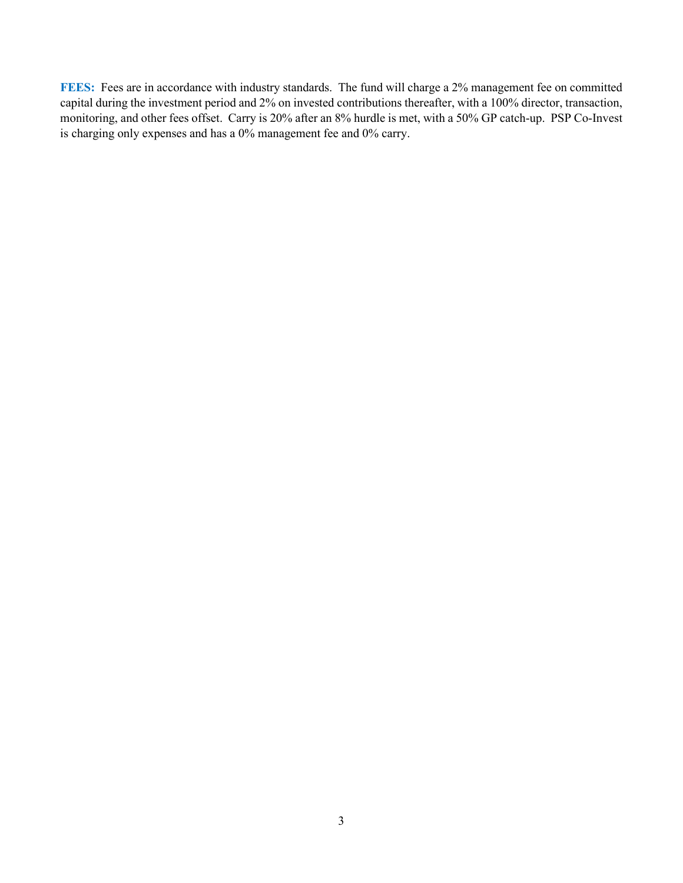**FEES:** Fees are in accordance with industry standards. The fund will charge a 2% management fee on committed capital during the investment period and 2% on invested contributions thereafter, with a 100% director, transaction, monitoring, and other fees offset. Carry is 20% after an 8% hurdle is met, with a 50% GP catch-up. PSP Co-Invest is charging only expenses and has a 0% management fee and 0% carry.